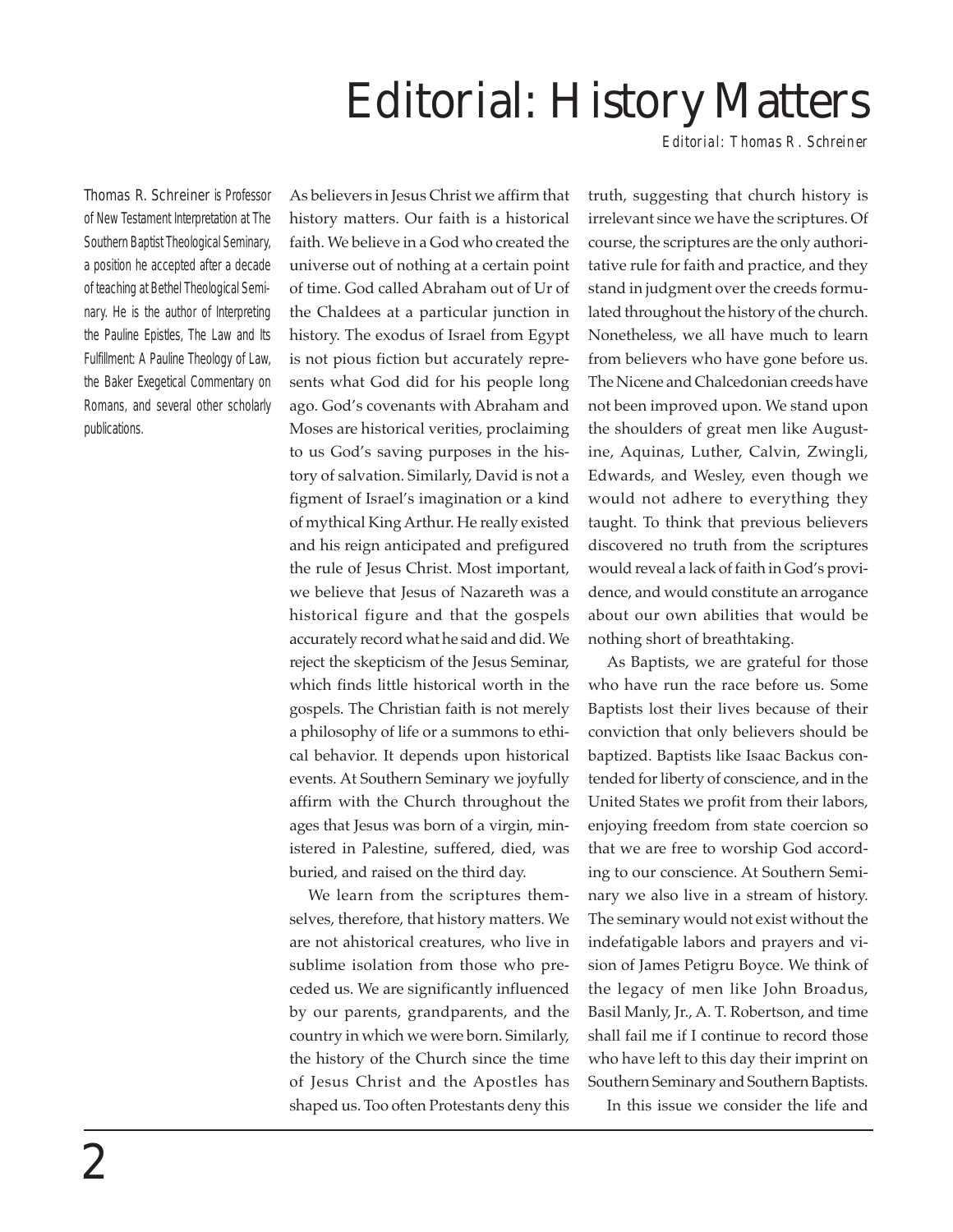# Editorial: History Matters

*Editorial: Thomas R. Schreiner*

Thomas R. Schreiner is Professor of New Testament Interpretation at The Southern Baptist Theological Seminary, a position he accepted after a decade of teaching at Bethel Theological Seminary. He is the author of Interpreting the Pauline Epistles, The Law and Its Fulfillment: A Pauline Theology of Law, the Baker Exegetical Commentary on Romans, and several other scholarly publications.

As believers in Jesus Christ we affirm that history matters. Our faith is a historical faith. We believe in a God who created the universe out of nothing at a certain point of time. God called Abraham out of Ur of the Chaldees at a particular junction in history. The exodus of Israel from Egypt is not pious fiction but accurately represents what God did for his people long ago. God's covenants with Abraham and Moses are historical verities, proclaiming to us God's saving purposes in the history of salvation. Similarly, David is not a figment of Israel's imagination or a kind of mythical King Arthur. He really existed and his reign anticipated and prefigured the rule of Jesus Christ. Most important, we believe that Jesus of Nazareth was a historical figure and that the gospels accurately record what he said and did. We reject the skepticism of the Jesus Seminar, which finds little historical worth in the gospels. The Christian faith is not merely a philosophy of life or a summons to ethical behavior. It depends upon historical events. At Southern Seminary we joyfully affirm with the Church throughout the ages that Jesus was born of a virgin, ministered in Palestine, suffered, died, was buried, and raised on the third day.

We learn from the scriptures themselves, therefore, that history matters. We are not ahistorical creatures, who live in sublime isolation from those who preceded us. We are significantly influenced by our parents, grandparents, and the country in which we were born. Similarly, the history of the Church since the time of Jesus Christ and the Apostles has shaped us. Too often Protestants deny this truth, suggesting that church history is irrelevant since we have the scriptures. Of course, the scriptures are the only authoritative rule for faith and practice, and they stand in judgment over the creeds formulated throughout the history of the church. Nonetheless, we all have much to learn from believers who have gone before us. The Nicene and Chalcedonian creeds have not been improved upon. We stand upon the shoulders of great men like Augustine, Aquinas, Luther, Calvin, Zwingli, Edwards, and Wesley, even though we would not adhere to everything they taught. To think that previous believers discovered no truth from the scriptures would reveal a lack of faith in God's providence, and would constitute an arrogance about our own abilities that would be nothing short of breathtaking.

As Baptists, we are grateful for those who have run the race before us. Some Baptists lost their lives because of their conviction that only believers should be baptized. Baptists like Isaac Backus contended for liberty of conscience, and in the United States we profit from their labors, enjoying freedom from state coercion so that we are free to worship God according to our conscience. At Southern Seminary we also live in a stream of history. The seminary would not exist without the indefatigable labors and prayers and vision of James Petigru Boyce. We think of the legacy of men like John Broadus, Basil Manly, Jr., A. T. Robertson, and time shall fail me if I continue to record those who have left to this day their imprint on Southern Seminary and Southern Baptists.

In this issue we consider the life and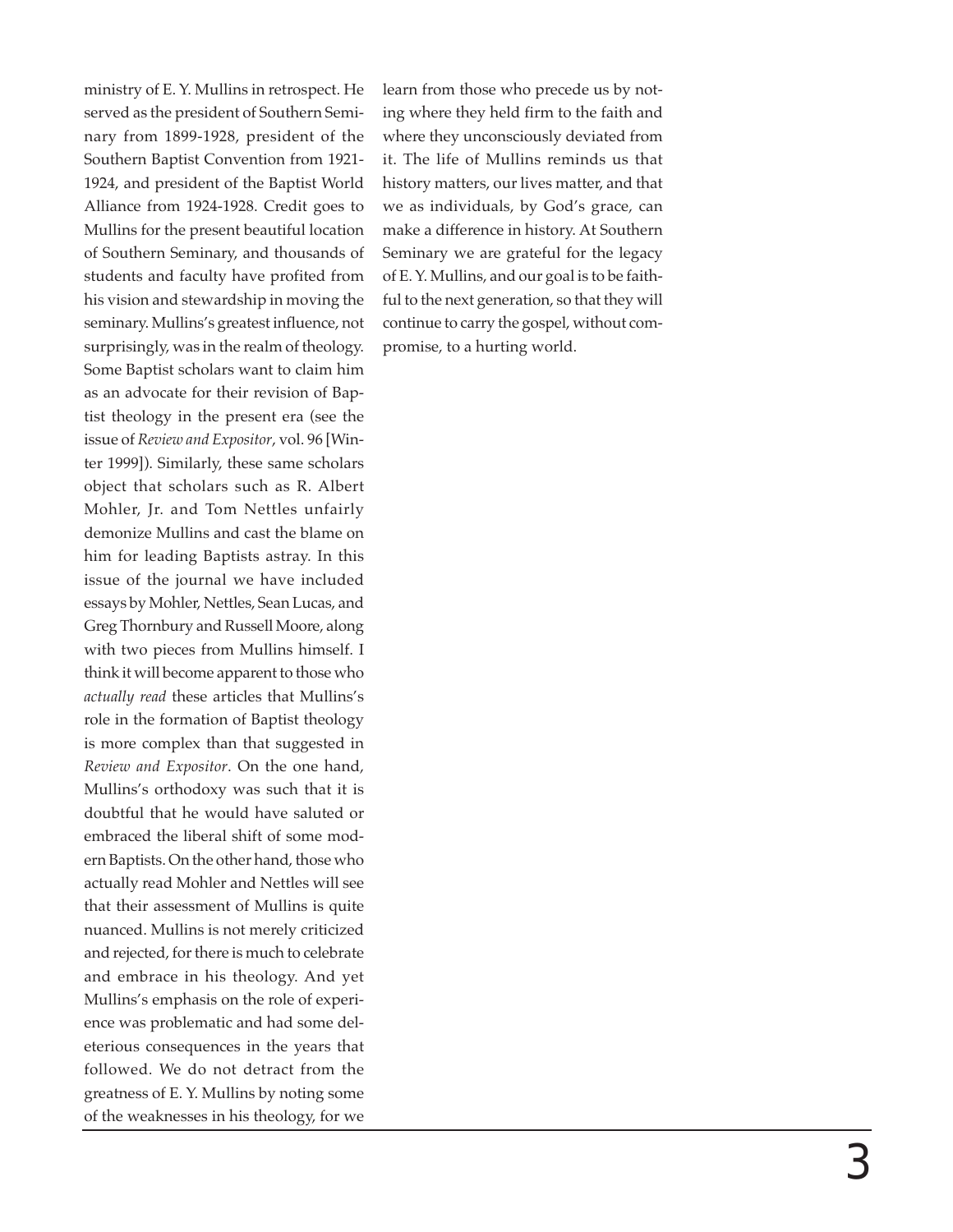ministry of E. Y. Mullins in retrospect. He served as the president of Southern Seminary from 1899-1928, president of the Southern Baptist Convention from 1921-1924, and president of the Baptist World Alliance from 1924-1928. Credit goes to Mullins for the present beautiful location of Southern Seminary, and thousands of students and faculty have profited from his vision and stewardship in moving the seminary. Mullins's greatest influence, not surprisingly, was in the realm of theology. Some Baptist scholars want to claim him as an advocate for their revision of Baptist theology in the present era (see the issue of *Review and Expositor*, vol. 96 [Winter 1999]). Similarly, these same scholars object that scholars such as R. Albert Mohler, Jr. and Tom Nettles unfairly demonize Mullins and cast the blame on him for leading Baptists astray. In this issue of the journal we have included essays by Mohler, Nettles, Sean Lucas, and Greg Thornbury and Russell Moore, along with two pieces from Mullins himself. I think it will become apparent to those who *actually read* these articles that Mullins's role in the formation of Baptist theology is more complex than that suggested in *Review and Expositor*. On the one hand, Mullins's orthodoxy was such that it is doubtful that he would have saluted or embraced the liberal shift of some modern Baptists. On the other hand, those who actually read Mohler and Nettles will see that their assessment of Mullins is quite nuanced. Mullins is not merely criticized and rejected, for there is much to celebrate and embrace in his theology. And yet Mullins's emphasis on the role of experience was problematic and had some deleterious consequences in the years that followed. We do not detract from the greatness of E. Y. Mullins by noting some of the weaknesses in his theology, for we learn from those who precede us by noting where they held firm to the faith and where they unconsciously deviated from it. The life of Mullins reminds us that history matters, our lives matter, and that we as individuals, by God's grace, can make a difference in history. At Southern Seminary we are grateful for the legacy of E. Y. Mullins, and our goal is to be faithful to the next generation, so that they will continue to carry the gospel, without compromise, to a hurting world.